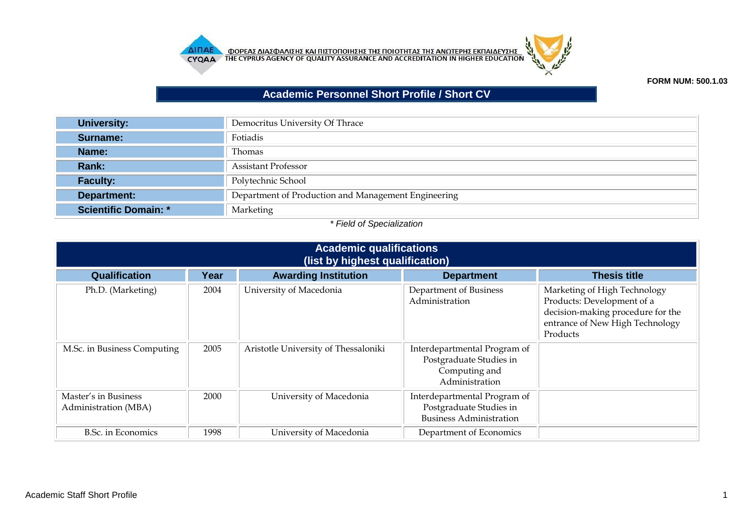ΦΟΡΕΑΣ ΔΙΑΣΦΑΛΙΣΗΣ ΚΑΙ ΠΙΣΤΟΠΟΙΗΣΗΣ ΤΗΣ ΠΟΙΟΤΗΤΑΣ ΤΗΣ ΑΝΩΤΕΡΗΣ ΕΚΠΑΙΔΕΥΣΗΣ
THE CYPRUS AGENCY OF QUALITY ASSURANCE AND ACCREDITATION IN HIGHER EDUCATION

**FORM NUM: 500.1.03**

# Academic Personnel Short Profile / Short CV

| | |
|---|---|
| **University:** | Democritus University Of Thrace |
| **Surname:** | Fotiadis |
| **Name:** | Thomas |
| **Rank:** | Assistant Professor |
| **Faculty:** | Polytechnic School |
| **Department:** | Department of Production and Management Engineering |
| **Scientific Domain: *** | Marketing |

*\* Field of Specialization*

## Academic qualifications (list by highest qualification)

| Qualification | Year | Awarding Institution | Department | Thesis title |
|---|---|---|---|---|
| Ph.D. (Marketing) | 2004 | University of Macedonia | Department of Business Administration | Marketing of High Technology Products: Development of a decision-making procedure for the entrance of New High Technology Products |
| M.Sc. in Business Computing | 2005 | Aristotle University of Thessaloniki | Interdepartmental Program of Postgraduate Studies in Computing and Administration | |
| Master's in Business Administration (MBA) | 2000 | University of Macedonia | Interdepartmental Program of Postgraduate Studies in Business Administration | |
| B.Sc. in Economics | 1998 | University of Macedonia | Department of Economics | |

Academic Staff Short Profile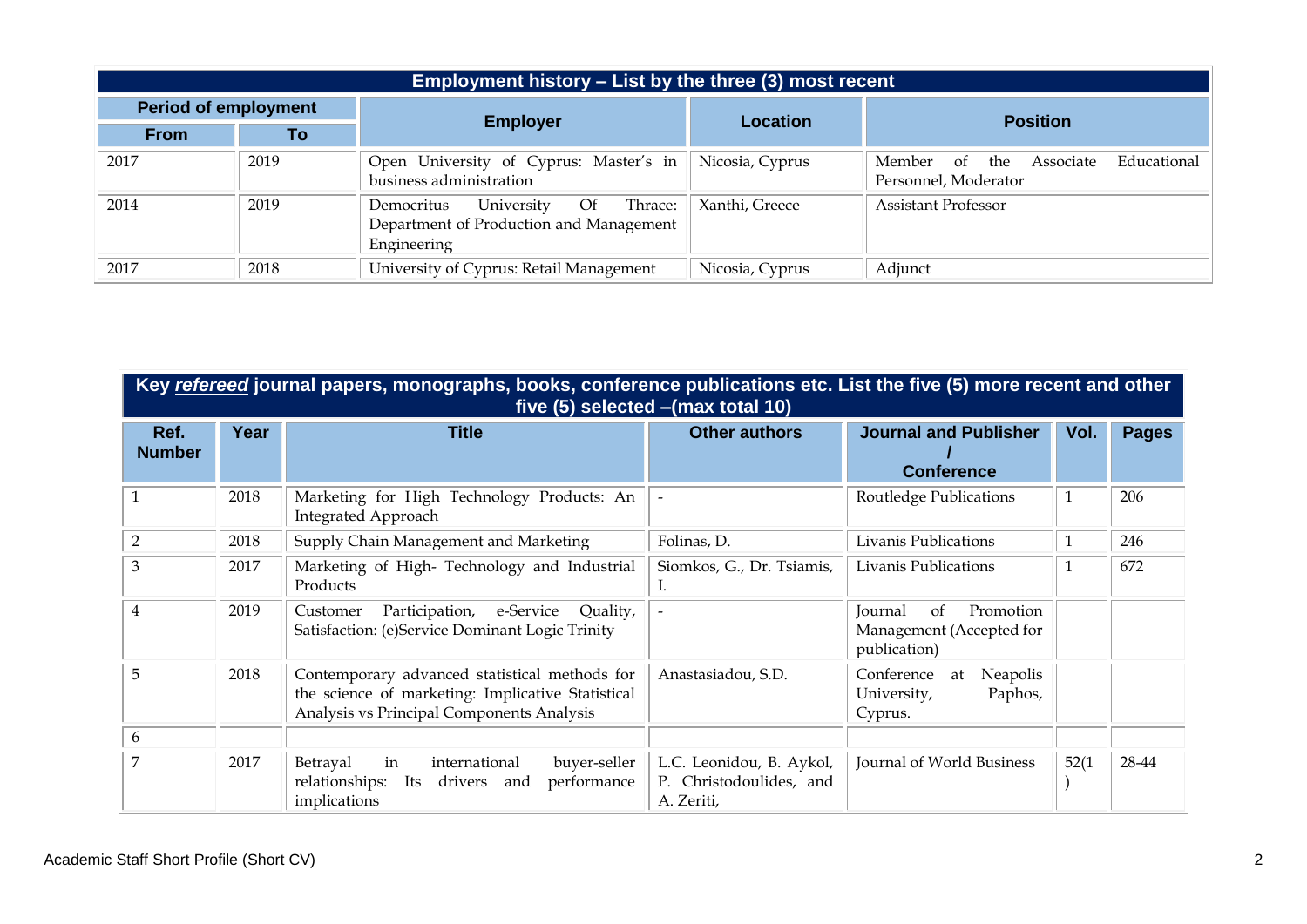| Employment history – List by the three (3) most recent | | | | |
|---|---|---|---|---|
| **Period of employment** | | **Employer** | **Location** | **Position** |
| **From** | **To** | | | |
| 2017 | 2019 | Open University of Cyprus: Master's in business administration | Nicosia, Cyprus | Member of the Associate Educational Personnel, Moderator |
| 2014 | 2019 | Democritus University Of Thrace: Department of Production and Management Engineering | Xanthi, Greece | Assistant Professor |
| 2017 | 2018 | University of Cyprus: Retail Management | Nicosia, Cyprus | Adjunct |

| Key ***refereed*** journal papers, monographs, books, conference publications etc. List the five (5) more recent and other five (5) selected –(max total 10) | | | | | | |
|---|---|---|---|---|---|---|
| **Ref. Number** | **Year** | **Title** | **Other authors** | **Journal and Publisher / Conference** | **Vol.** | **Pages** |
| 1 | 2018 | Marketing for High Technology Products: An Integrated Approach | - | Routledge Publications | 1 | 206 |
| 2 | 2018 | Supply Chain Management and Marketing | Folinas, D. | Livanis Publications | 1 | 246 |
| 3 | 2017 | Marketing of High- Technology and Industrial Products | Siomkos, G., Dr. Tsiamis, I. | Livanis Publications | 1 | 672 |
| 4 | 2019 | Customer Participation, e-Service Quality, Satisfaction: (e)Service Dominant Logic Trinity | - | Journal of Promotion Management (Accepted for publication) | | |
| 5 | 2018 | Contemporary advanced statistical methods for the science of marketing: Implicative Statistical Analysis vs Principal Components Analysis | Anastasiadou, S.D. | Conference at Neapolis University, Paphos, Cyprus. | | |
| 6 | | | | | | |
| 7 | 2017 | Betrayal in international buyer-seller relationships: Its drivers and performance implications | L.C. Leonidou, B. Aykol, P. Christodoulides, and A. Zeriti, | Journal of World Business | 52(1) | 28-44 |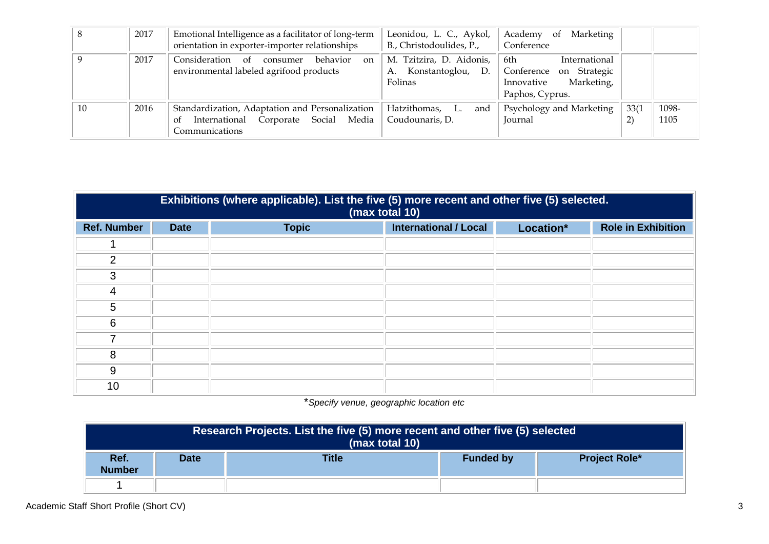| 8 | 2017 | Emotional Intelligence as a facilitator of long-term orientation in exporter-importer relationships | Leonidou, L. C., Aykol, B., Christodoulides, P., | Academy of Marketing Conference | | |
|---|---|---|---|---|---|---|
| 9 | 2017 | Consideration of consumer behavior on environmental labeled agrifood products | M. Tzitzira, D. Aidonis, A. Konstantoglou, D. Folinas | 6th International Conference on Strategic Innovative Marketing, Paphos, Cyprus. | | |
| 10 | 2016 | Standardization, Adaptation and Personalization of International Corporate Social Media Communications | Hatzithomas, L. and Coudounaris, D. | Psychology and Marketing Journal | 33(12) | 1098-1105 |

| Exhibitions (where applicable). List the five (5) more recent and other five (5) selected. (max total 10) | | | | | |
|---|---|---|---|---|---|
| **Ref. Number** | **Date** | **Topic** | **International / Local** | **Location*** | **Role in Exhibition** |
| 1 | | | | | |
| 2 | | | | | |
| 3 | | | | | |
| 4 | | | | | |
| 5 | | | | | |
| 6 | | | | | |
| 7 | | | | | |
| 8 | | | | | |
| 9 | | | | | |
| 10 | | | | | |

*\*Specify venue, geographic location etc*

| Research Projects. List the five (5) more recent and other five (5) selected (max total 10) | | | | |
|---|---|---|---|---|
| **Ref. Number** | **Date** | **Title** | **Funded by** | **Project Role*** |
| 1 | | | | |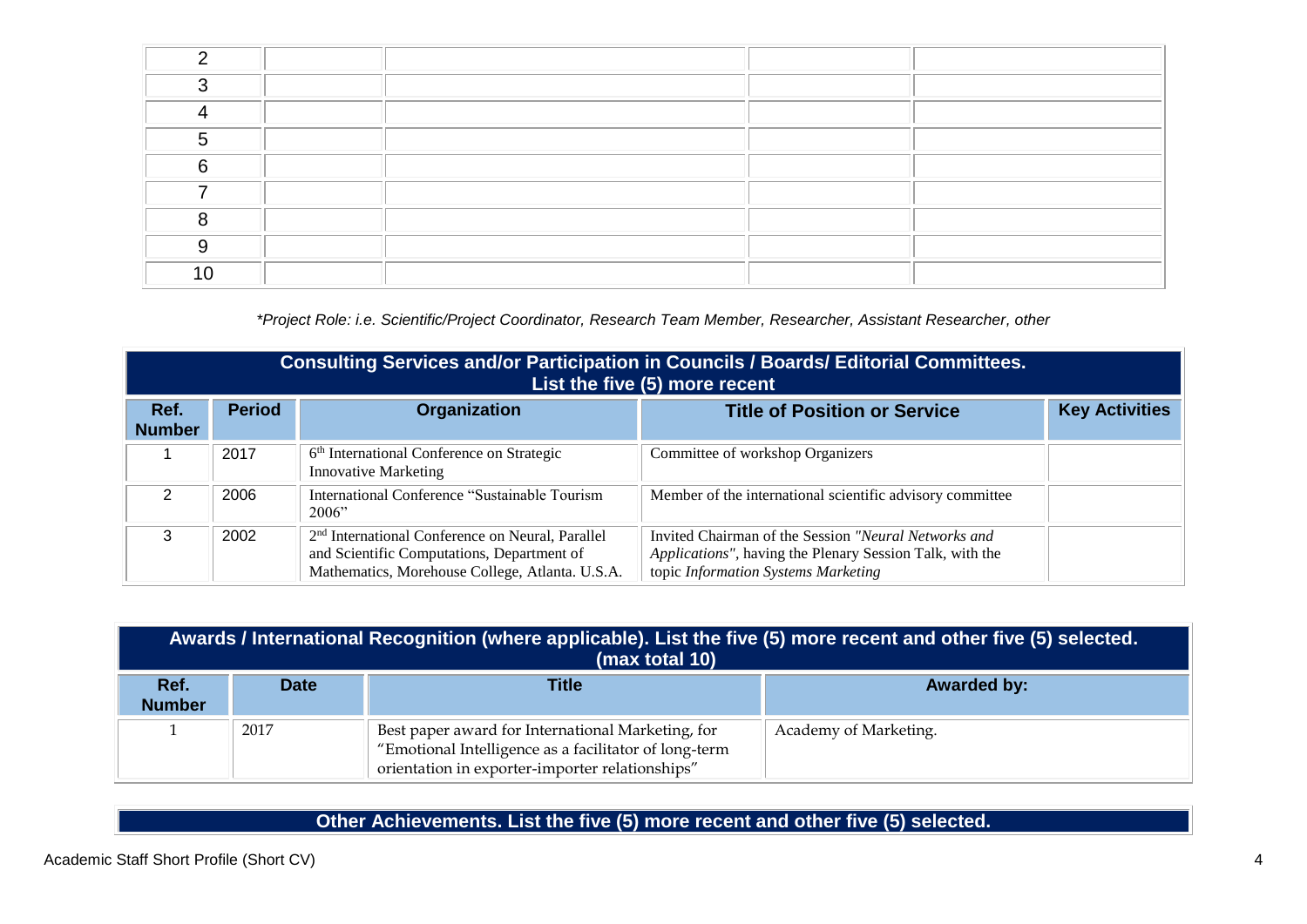| | | | | |
|---|---|---|---|---|
| 2 | | | | |
| 3 | | | | |
| 4 | | | | |
| 5 | | | | |
| 6 | | | | |
| 7 | | | | |
| 8 | | | | |
| 9 | | | | |
| 10 | | | | |

*\*Project Role: i.e. Scientific/Project Coordinator, Research Team Member, Researcher, Assistant Researcher, other*

| **Consulting Services and/or Participation in Councils / Boards/ Editorial Committees. List the five (5) more recent** | | | | |
|---|---|---|---|---|
| **Ref. Number** | **Period** | **Organization** | **Title of Position or Service** | **Key Activities** |
| 1 | 2017 | 6th International Conference on Strategic Innovative Marketing | Committee of workshop Organizers | |
| 2 | 2006 | International Conference "Sustainable Tourism 2006" | Member of the international scientific advisory committee | |
| 3 | 2002 | 2nd International Conference on Neural, Parallel and Scientific Computations, Department of Mathematics, Morehouse College, Atlanta. U.S.A. | Invited Chairman of the Session *"Neural Networks and Applications"*, having the Plenary Session Talk, with the topic *Information Systems Marketing* | |

| **Awards / International Recognition (where applicable). List the five (5) more recent and other five (5) selected. (max total 10)** | | | |
|---|---|---|---|
| **Ref. Number** | **Date** | **Title** | **Awarded by:** |
| 1 | 2017 | Best paper award for International Marketing, for "Emotional Intelligence as a facilitator of long-term orientation in exporter-importer relationships" | Academy of Marketing. |

| **Other Achievements. List the five (5) more recent and other five (5) selected.** |
|---|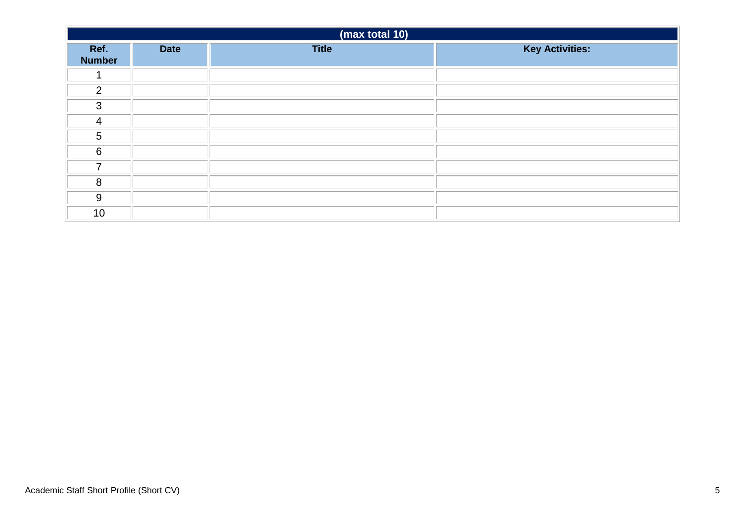| (max total 10) | | | |
|---|---|---|---|
| **Ref. Number** | **Date** | **Title** | **Key Activities:** |
| 1 | | | |
| 2 | | | |
| 3 | | | |
| 4 | | | |
| 5 | | | |
| 6 | | | |
| 7 | | | |
| 8 | | | |
| 9 | | | |
| 10 | | | |